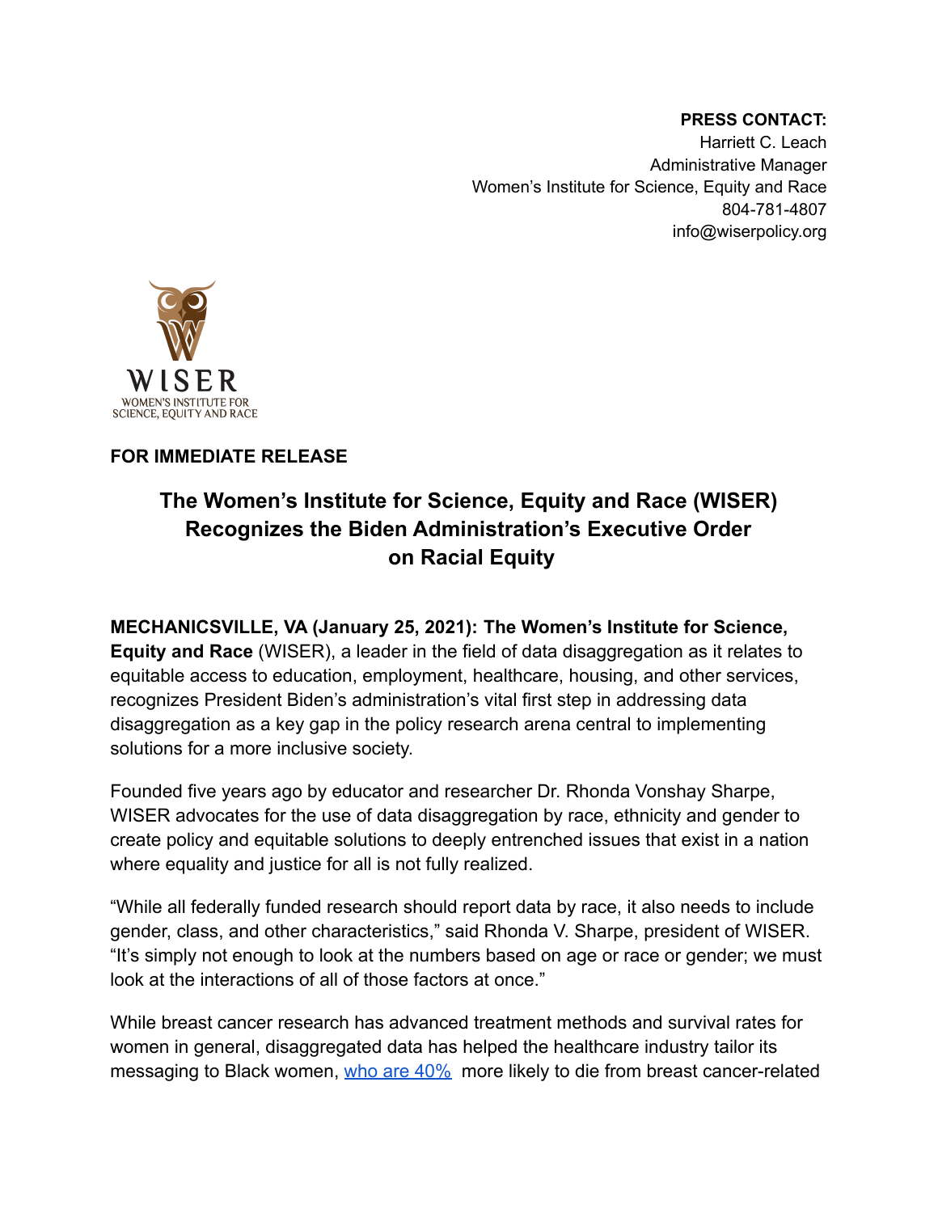**PRESS CONTACT:**
Harriett C. Leach
Administrative Manager
Women's Institute for Science, Equity and Race
804-781-4807
info@wiserpolicy.org

WISER
WOMEN'S INSTITUTE FOR SCIENCE, EQUITY AND RACE

**FOR IMMEDIATE RELEASE**

# The Women's Institute for Science, Equity and Race (WISER) Recognizes the Biden Administration's Executive Order on Racial Equity

**MECHANICSVILLE, VA (January 25, 2021): The Women's Institute for Science, Equity and Race** (WISER), a leader in the field of data disaggregation as it relates to equitable access to education, employment, healthcare, housing, and other services, recognizes President Biden's administration's vital first step in addressing data disaggregation as a key gap in the policy research arena central to implementing solutions for a more inclusive society.

Founded five years ago by educator and researcher Dr. Rhonda Vonshay Sharpe, WISER advocates for the use of data disaggregation by race, ethnicity and gender to create policy and equitable solutions to deeply entrenched issues that exist in a nation where equality and justice for all is not fully realized.

"While all federally funded research should report data by race, it also needs to include gender, class, and other characteristics," said Rhonda V. Sharpe, president of WISER. "It's simply not enough to look at the numbers based on age or race or gender; we must look at the interactions of all of those factors at once."

While breast cancer research has advanced treatment methods and survival rates for women in general, disaggregated data has helped the healthcare industry tailor its messaging to Black women, who are 40% more likely to die from breast cancer-related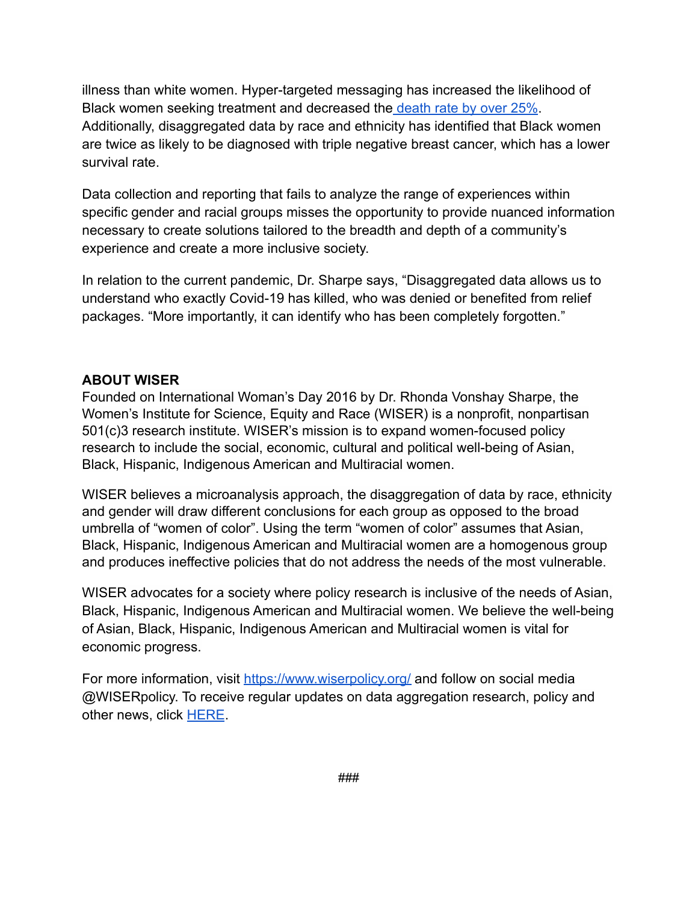illness than white women. Hyper-targeted messaging has increased the likelihood of Black women seeking treatment and decreased the death rate by over 25%. Additionally, disaggregated data by race and ethnicity has identified that Black women are twice as likely to be diagnosed with triple negative breast cancer, which has a lower survival rate.

Data collection and reporting that fails to analyze the range of experiences within specific gender and racial groups misses the opportunity to provide nuanced information necessary to create solutions tailored to the breadth and depth of a community's experience and create a more inclusive society.

In relation to the current pandemic, Dr. Sharpe says, "Disaggregated data allows us to understand who exactly Covid-19 has killed, who was denied or benefited from relief packages. "More importantly, it can identify who has been completely forgotten."

**ABOUT WISER**

Founded on International Woman's Day 2016 by Dr. Rhonda Vonshay Sharpe, the Women's Institute for Science, Equity and Race (WISER) is a nonprofit, nonpartisan 501(c)3 research institute. WISER's mission is to expand women-focused policy research to include the social, economic, cultural and political well-being of Asian, Black, Hispanic, Indigenous American and Multiracial women.

WISER believes a microanalysis approach, the disaggregation of data by race, ethnicity and gender will draw different conclusions for each group as opposed to the broad umbrella of "women of color". Using the term "women of color" assumes that Asian, Black, Hispanic, Indigenous American and Multiracial women are a homogenous group and produces ineffective policies that do not address the needs of the most vulnerable.

WISER advocates for a society where policy research is inclusive of the needs of Asian, Black, Hispanic, Indigenous American and Multiracial women. We believe the well-being of Asian, Black, Hispanic, Indigenous American and Multiracial women is vital for economic progress.

For more information, visit https://www.wiserpolicy.org/ and follow on social media @WISERpolicy. To receive regular updates on data aggregation research, policy and other news, click HERE.

###